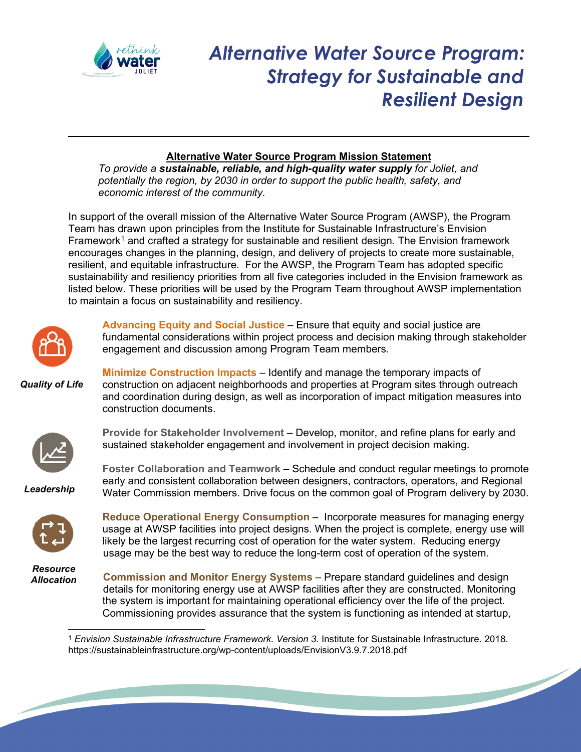# Alternative Water Source Program: Strategy for Sustainable and Resilient Design

**Alternative Water Source Program Mission Statement**

*To provide a **sustainable, reliable, and high-quality water supply** for Joliet, and potentially the region, by 2030 in order to support the public health, safety, and economic interest of the community.*

In support of the overall mission of the Alternative Water Source Program (AWSP), the Program Team has drawn upon principles from the Institute for Sustainable Infrastructure's Envision Framework[1] and crafted a strategy for sustainable and resilient design. The Envision framework encourages changes in the planning, design, and delivery of projects to create more sustainable, resilient, and equitable infrastructure. For the AWSP, the Program Team has adopted specific sustainability and resiliency priorities from all five categories included in the Envision framework as listed below. These priorities will be used by the Program Team throughout AWSP implementation to maintain a focus on sustainability and resiliency.

***Quality of Life***

**Advancing Equity and Social Justice** – Ensure that equity and social justice are fundamental considerations within project process and decision making through stakeholder engagement and discussion among Program Team members.

**Minimize Construction Impacts** – Identify and manage the temporary impacts of construction on adjacent neighborhoods and properties at Program sites through outreach and coordination during design, as well as incorporation of impact mitigation measures into construction documents.

***Leadership***

**Provide for Stakeholder Involvement** – Develop, monitor, and refine plans for early and sustained stakeholder engagement and involvement in project decision making.

**Foster Collaboration and Teamwork** – Schedule and conduct regular meetings to promote early and consistent collaboration between designers, contractors, operators, and Regional Water Commission members. Drive focus on the common goal of Program delivery by 2030.

***Resource Allocation***

**Reduce Operational Energy Consumption** – Incorporate measures for managing energy usage at AWSP facilities into project designs. When the project is complete, energy use will likely be the largest recurring cost of operation for the water system. Reducing energy usage may be the best way to reduce the long-term cost of operation of the system.

**Commission and Monitor Energy Systems** – Prepare standard guidelines and design details for monitoring energy use at AWSP facilities after they are constructed. Monitoring the system is important for maintaining operational efficiency over the life of the project. Commissioning provides assurance that the system is functioning as intended at startup,

---

[1] *Envision Sustainable Infrastructure Framework. Version 3.* Institute for Sustainable Infrastructure. 2018. https://sustainableinfrastructure.org/wp-content/uploads/EnvisionV3.9.7.2018.pdf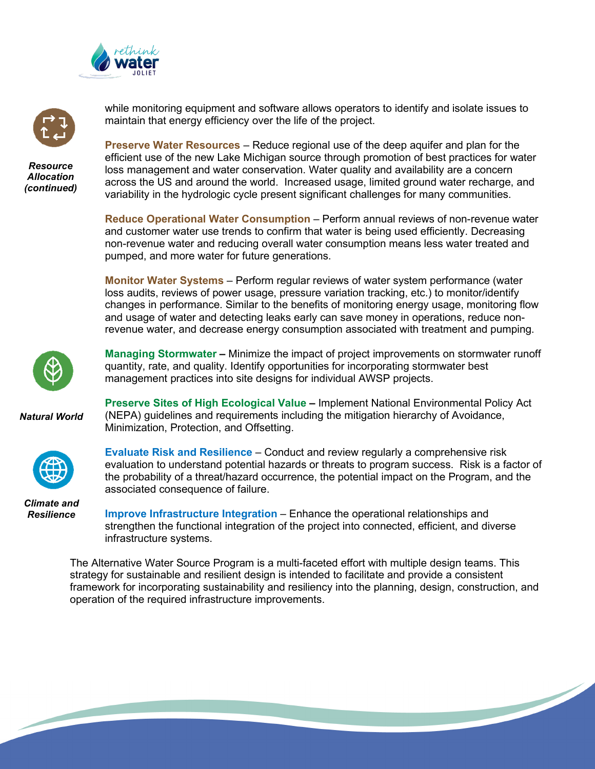while monitoring equipment and software allows operators to identify and isolate issues to maintain that energy efficiency over the life of the project.

*Resource Allocation (continued)*

**Preserve Water Resources** – Reduce regional use of the deep aquifer and plan for the efficient use of the new Lake Michigan source through promotion of best practices for water loss management and water conservation. Water quality and availability are a concern across the US and around the world. Increased usage, limited ground water recharge, and variability in the hydrologic cycle present significant challenges for many communities.

**Reduce Operational Water Consumption** – Perform annual reviews of non-revenue water and customer water use trends to confirm that water is being used efficiently. Decreasing non-revenue water and reducing overall water consumption means less water treated and pumped, and more water for future generations.

**Monitor Water Systems** – Perform regular reviews of water system performance (water loss audits, reviews of power usage, pressure variation tracking, etc.) to monitor/identify changes in performance. Similar to the benefits of monitoring energy usage, monitoring flow and usage of water and detecting leaks early can save money in operations, reduce non-revenue water, and decrease energy consumption associated with treatment and pumping.

*Natural World*

**Managing Stormwater –** Minimize the impact of project improvements on stormwater runoff quantity, rate, and quality. Identify opportunities for incorporating stormwater best management practices into site designs for individual AWSP projects.

**Preserve Sites of High Ecological Value –** Implement National Environmental Policy Act (NEPA) guidelines and requirements including the mitigation hierarchy of Avoidance, Minimization, Protection, and Offsetting.

*Climate and Resilience*

**Evaluate Risk and Resilience** – Conduct and review regularly a comprehensive risk evaluation to understand potential hazards or threats to program success. Risk is a factor of the probability of a threat/hazard occurrence, the potential impact on the Program, and the associated consequence of failure.

**Improve Infrastructure Integration** – Enhance the operational relationships and strengthen the functional integration of the project into connected, efficient, and diverse infrastructure systems.

The Alternative Water Source Program is a multi-faceted effort with multiple design teams. This strategy for sustainable and resilient design is intended to facilitate and provide a consistent framework for incorporating sustainability and resiliency into the planning, design, construction, and operation of the required infrastructure improvements.